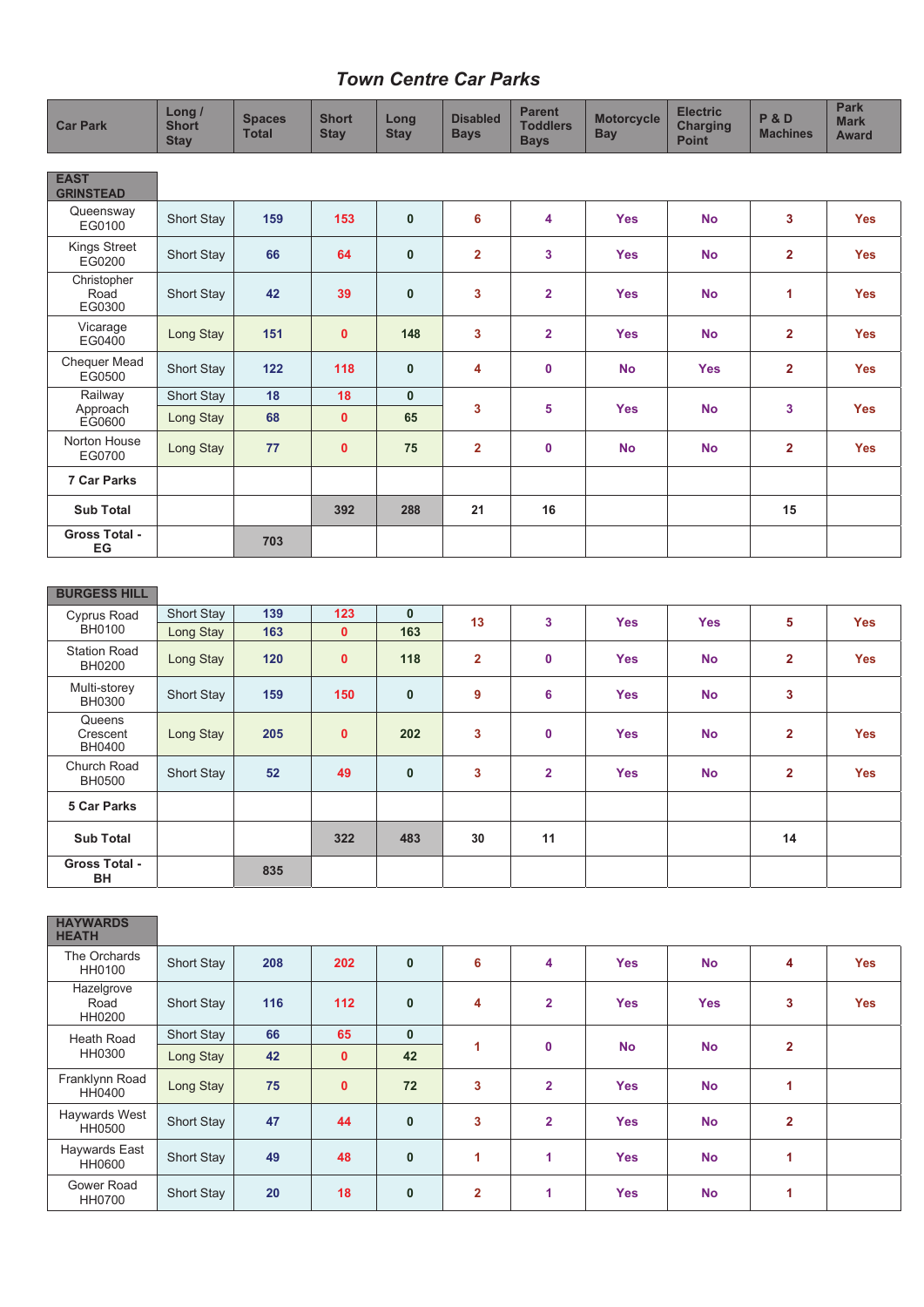# *Town Centre Car Parks*

| Car Park | Long / Short Stay | Spaces Total | Short Stay | Long Stay | Disabled Bays | Parent Toddlers Bays | Motorcycle Bay | Electric Charging Point | P & D Machines | Park Mark Award |
|---|---|---|---|---|---|---|---|---|---|---|
| **EAST GRINSTEAD** | | | | | | | | | | |
| Queensway EG0100 | Short Stay | 159 | 153 | 0 | 6 | 4 | Yes | No | 3 | Yes |
| Kings Street EG0200 | Short Stay | 66 | 64 | 0 | 2 | 3 | Yes | No | 2 | Yes |
| Christopher Road EG0300 | Short Stay | 42 | 39 | 0 | 3 | 2 | Yes | No | 1 | Yes |
| Vicarage EG0400 | Long Stay | 151 | 0 | 148 | 3 | 2 | Yes | No | 2 | Yes |
| Chequer Mead EG0500 | Short Stay | 122 | 118 | 0 | 4 | 0 | No | Yes | 2 | Yes |
| Railway Approach EG0600 | Short Stay | 18 | 18 | 0 | 3 | 5 | Yes | No | 3 | Yes |
| | Long Stay | 68 | 0 | 65 | | | | | | |
| Norton House EG0700 | Long Stay | 77 | 0 | 75 | 2 | 0 | No | No | 2 | Yes |
| **7 Car Parks** | | | | | | | | | | |
| **Sub Total** | | | 392 | 288 | 21 | 16 | | | 15 | |
| **Gross Total - EG** | | 703 | | | | | | | | |
| **BURGESS HILL** | | | | | | | | | | |
| Cyprus Road BH0100 | Short Stay | 139 | 123 | 0 | 13 | 3 | Yes | Yes | 5 | Yes |
| | Long Stay | 163 | 0 | 163 | | | | | | |
| Station Road BH0200 | Long Stay | 120 | 0 | 118 | 2 | 0 | Yes | No | 2 | Yes |
| Multi-storey BH0300 | Short Stay | 159 | 150 | 0 | 9 | 6 | Yes | No | 3 | |
| Queens Crescent BH0400 | Long Stay | 205 | 0 | 202 | 3 | 0 | Yes | No | 2 | Yes |
| Church Road BH0500 | Short Stay | 52 | 49 | 0 | 3 | 2 | Yes | No | 2 | Yes |
| **5 Car Parks** | | | | | | | | | | |
| **Sub Total** | | | 322 | 483 | 30 | 11 | | | 14 | |
| **Gross Total - BH** | | 835 | | | | | | | | |
| **HAYWARDS HEATH** | | | | | | | | | | |
| The Orchards HH0100 | Short Stay | 208 | 202 | 0 | 6 | 4 | Yes | No | 4 | Yes |
| Hazelgrove Road HH0200 | Short Stay | 116 | 112 | 0 | 4 | 2 | Yes | Yes | 3 | Yes |
| Heath Road HH0300 | Short Stay | 66 | 65 | 0 | 1 | 0 | No | No | 2 | |
| | Long Stay | 42 | 0 | 42 | | | | | | |
| Franklynn Road HH0400 | Long Stay | 75 | 0 | 72 | 3 | 2 | Yes | No | 1 | |
| Haywards West HH0500 | Short Stay | 47 | 44 | 0 | 3 | 2 | Yes | No | 2 | |
| Haywards East HH0600 | Short Stay | 49 | 48 | 0 | 1 | 1 | Yes | No | 1 | |
| Gower Road HH0700 | Short Stay | 20 | 18 | 0 | 2 | 1 | Yes | No | 1 | |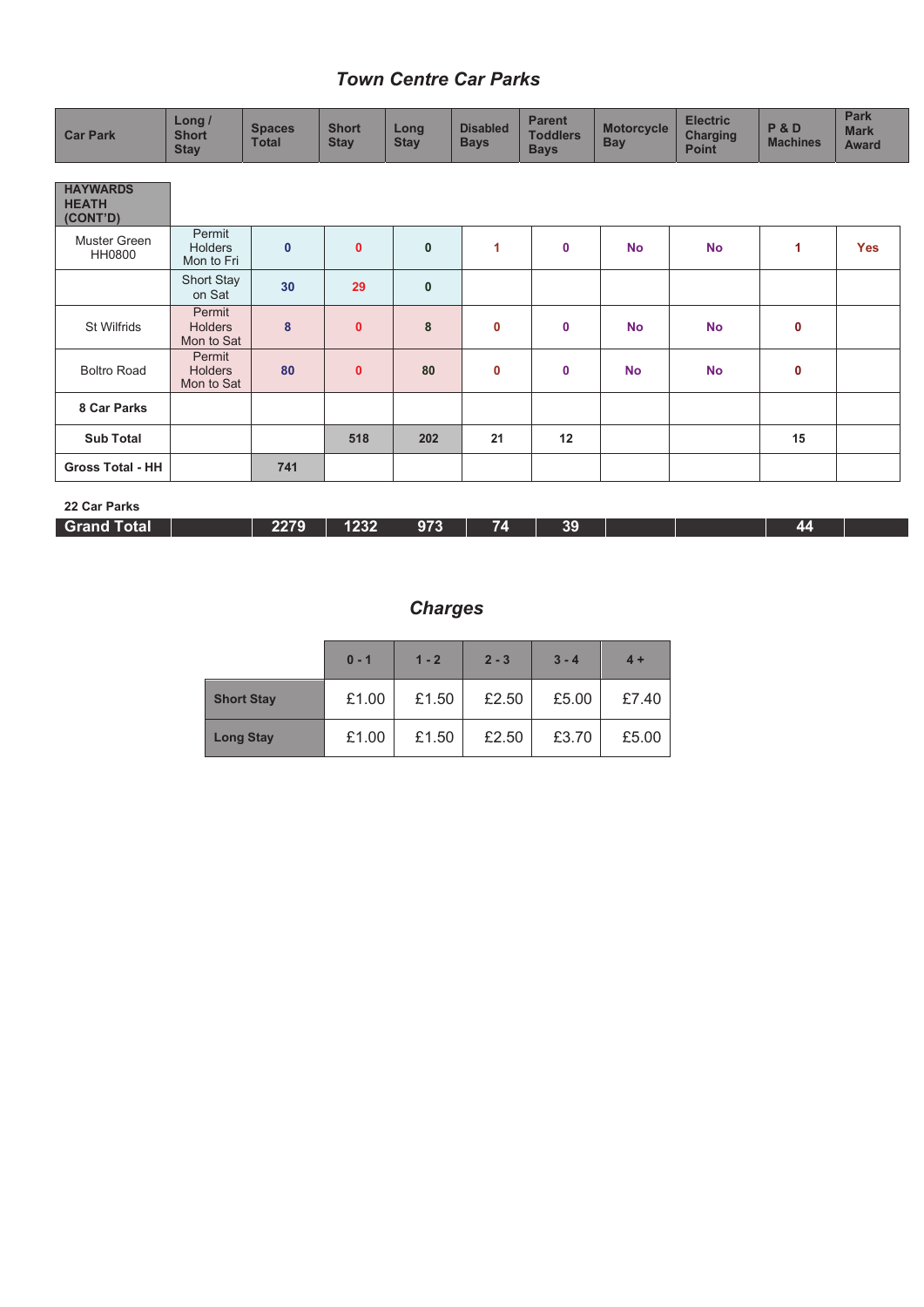## *Town Centre Car Parks*

| Car Park | Long / Short Stay | Spaces Total | Short Stay | Long Stay | Disabled Bays | Parent Toddlers Bays | Motorcycle Bay | Electric Charging Point | P & D Machines | Park Mark Award |
|---|---|---|---|---|---|---|---|---|---|---|
| **HAYWARDS HEATH (CONT'D)** | | | | | | | | | | |
| Muster Green HH0800 | Permit Holders Mon to Fri | 0 | 0 | 0 | 1 | 0 | No | No | 1 | Yes |
| | Short Stay on Sat | 30 | 29 | 0 | | | | | | |
| St Wilfrids | Permit Holders Mon to Sat | 8 | 0 | 8 | 0 | 0 | No | No | 0 | |
| Boltro Road | Permit Holders Mon to Sat | 80 | 0 | 80 | 0 | 0 | No | No | 0 | |
| **8 Car Parks** | | | | | | | | | | |
| **Sub Total** | | | 518 | 202 | 21 | 12 | | | 15 | |
| **Gross Total - HH** | | 741 | | | | | | | | |
| **22 Car Parks** | | | | | | | | | | |
| **Grand Total** | | 2279 | 1232 | 973 | 74 | 39 | | | 44 | |

## *Charges*

| | 0 - 1 | 1 - 2 | 2 - 3 | 3 - 4 | 4 + |
|---|---|---|---|---|---|
| **Short Stay** | £1.00 | £1.50 | £2.50 | £5.00 | £7.40 |
| **Long Stay** | £1.00 | £1.50 | £2.50 | £3.70 | £5.00 |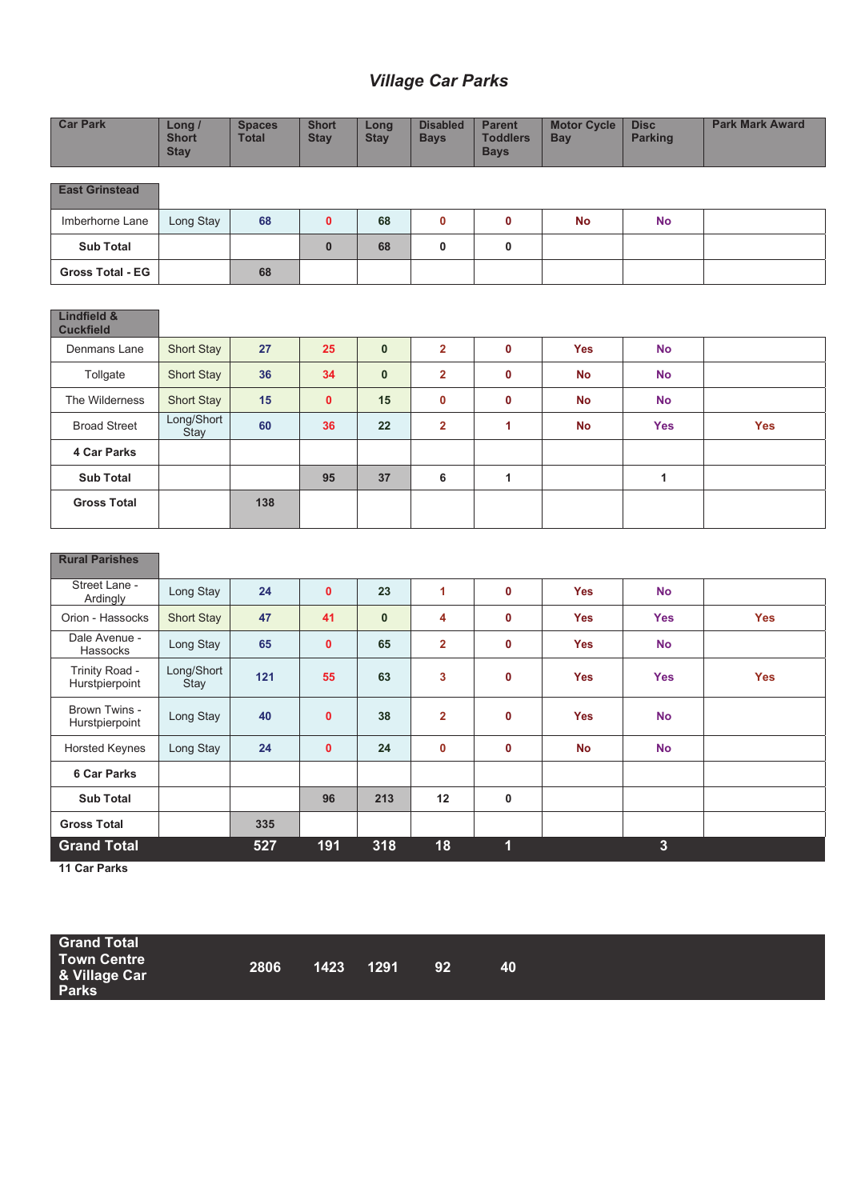# *Village Car Parks*

| Car Park | Long / Short Stay | Spaces Total | Short Stay | Long Stay | Disabled Bays | Parent Toddlers Bays | Motor Cycle Bay | Disc Parking | Park Mark Award |
|---|---|---|---|---|---|---|---|---|---|
| **East Grinstead** | | | | | | | | | |
| Imberhorne Lane | Long Stay | 68 | 0 | 68 | 0 | 0 | No | No | |
| **Sub Total** | | | 0 | 68 | 0 | 0 | | | |
| **Gross Total - EG** | | 68 | | | | | | | |
| **Lindfield & Cuckfield** | | | | | | | | | |
| Denmans Lane | Short Stay | 27 | 25 | 0 | 2 | 0 | Yes | No | |
| Tollgate | Short Stay | 36 | 34 | 0 | 2 | 0 | No | No | |
| The Wilderness | Short Stay | 15 | 0 | 15 | 0 | 0 | No | No | |
| Broad Street | Long/Short Stay | 60 | 36 | 22 | 2 | 1 | No | Yes | Yes |
| **4 Car Parks** | | | | | | | | | |
| **Sub Total** | | | 95 | 37 | 6 | 1 | | 1 | |
| **Gross Total** | | 138 | | | | | | | |
| **Rural Parishes** | | | | | | | | | |
| Street Lane - Ardingly | Long Stay | 24 | 0 | 23 | 1 | 0 | Yes | No | |
| Orion - Hassocks | Short Stay | 47 | 41 | 0 | 4 | 0 | Yes | Yes | Yes |
| Dale Avenue - Hassocks | Long Stay | 65 | 0 | 65 | 2 | 0 | Yes | No | |
| Trinity Road - Hurstpierpoint | Long/Short Stay | 121 | 55 | 63 | 3 | 0 | Yes | Yes | Yes |
| Brown Twins - Hurstpierpoint | Long Stay | 40 | 0 | 38 | 2 | 0 | Yes | No | |
| Horsted Keynes | Long Stay | 24 | 0 | 24 | 0 | 0 | No | No | |
| **6 Car Parks** | | | | | | | | | |
| **Sub Total** | | | 96 | 213 | 12 | 0 | | | |
| **Gross Total** | | 335 | | | | | | | |
| **Grand Total** | | **527** | **191** | **318** | **18** | **1** | | **3** | |

**11 Car Parks**

| | | | | | |
|---|---|---|---|---|---|
| **Grand Total Town Centre & Village Car Parks** | **2806** | **1423** | **1291** | **92** | **40** |